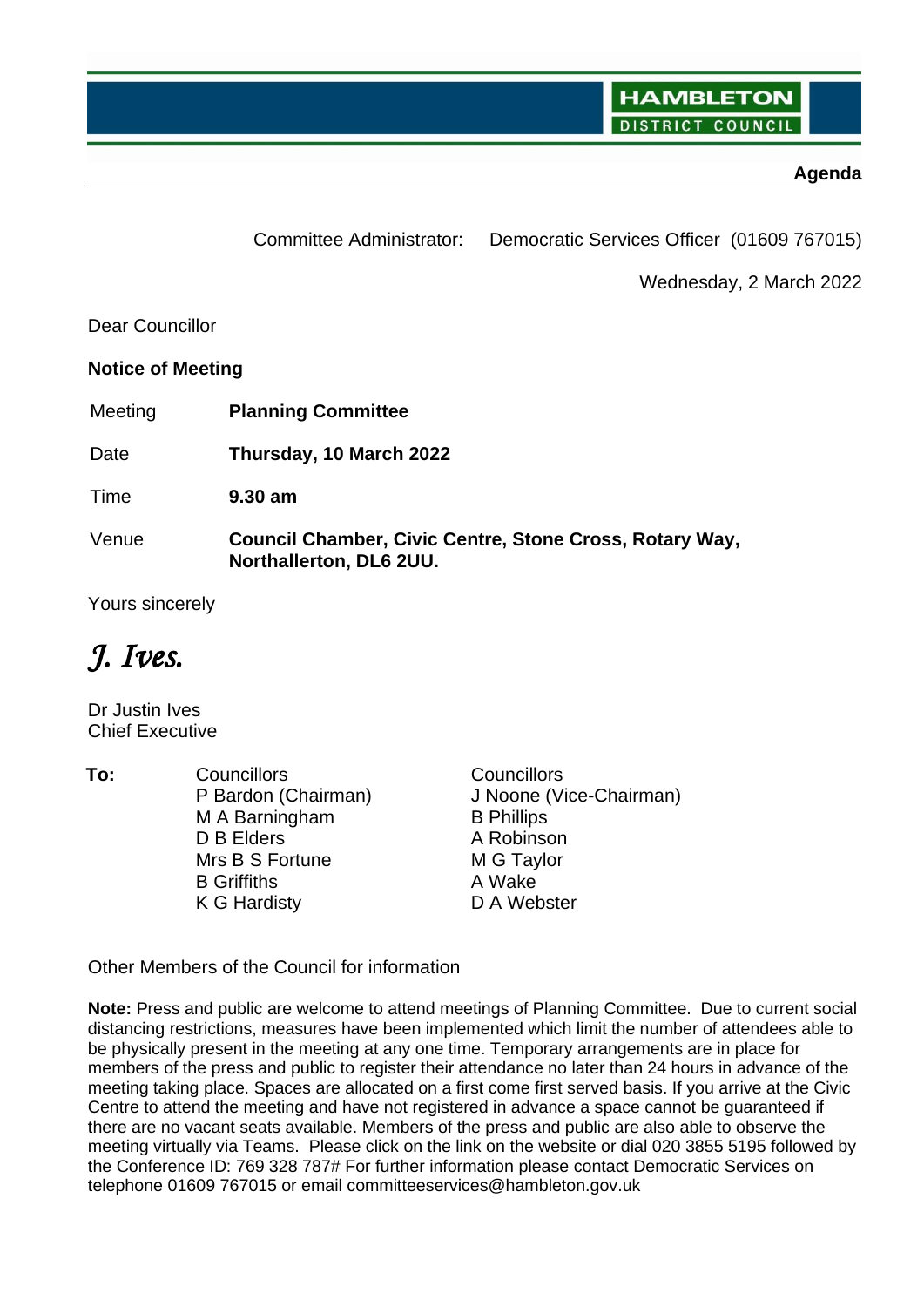HAMBLETON
DISTRICT COUNCIL

**Agenda**

Committee Administrator: Democratic Services Officer (01609 767015)

Wednesday, 2 March 2022

Dear Councillor

**Notice of Meeting**

| | |
|---|---|
| Meeting | **Planning Committee** |
| Date | **Thursday, 10 March 2022** |
| Time | **9.30 am** |
| Venue | **Council Chamber, Civic Centre, Stone Cross, Rotary Way, Northallerton, DL6 2UU.** |

Yours sincerely

*J. Ives.*

Dr Justin Ives
Chief Executive

**To:**

Councillors
P Bardon (Chairman)
M A Barningham
D B Elders
Mrs B S Fortune
B Griffiths
K G Hardisty

Councillors
J Noone (Vice-Chairman)
B Phillips
A Robinson
M G Taylor
A Wake
D A Webster

Other Members of the Council for information

**Note:** Press and public are welcome to attend meetings of Planning Committee. Due to current social distancing restrictions, measures have been implemented which limit the number of attendees able to be physically present in the meeting at any one time. Temporary arrangements are in place for members of the press and public to register their attendance no later than 24 hours in advance of the meeting taking place. Spaces are allocated on a first come first served basis. If you arrive at the Civic Centre to attend the meeting and have not registered in advance a space cannot be guaranteed if there are no vacant seats available. Members of the press and public are also able to observe the meeting virtually via Teams. Please click on the link on the website or dial 020 3855 5195 followed by the Conference ID: 769 328 787# For further information please contact Democratic Services on telephone 01609 767015 or email committeeservices@hambleton.gov.uk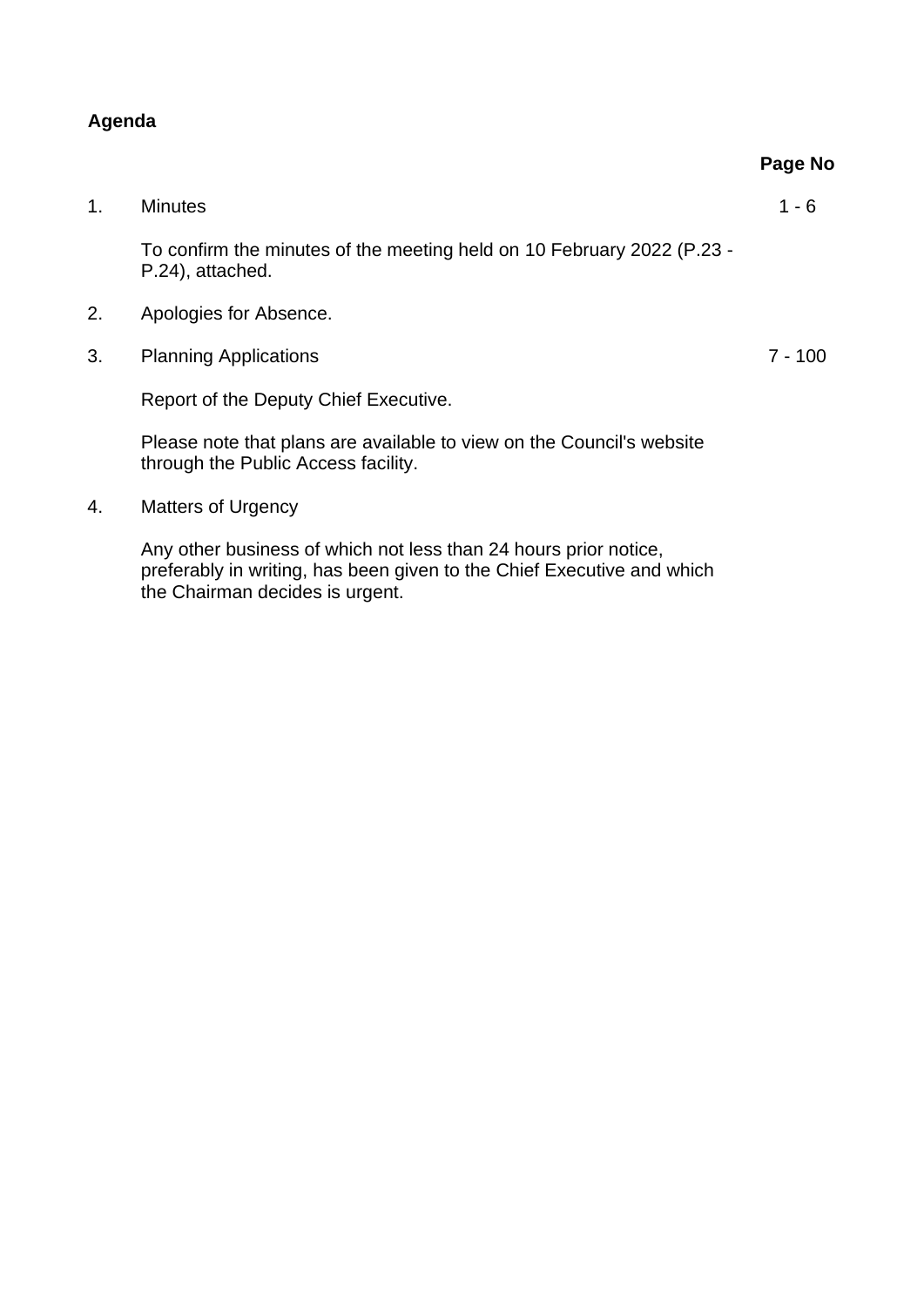**Agenda**

| | | Page No |
|---|---|---|
| 1. | Minutes | 1 - 6 |
| | To confirm the minutes of the meeting held on 10 February 2022 (P.23 - P.24), attached. | |
| 2. | Apologies for Absence. | |
| 3. | Planning Applications | 7 - 100 |
| | Report of the Deputy Chief Executive. | |
| | Please note that plans are available to view on the Council's website through the Public Access facility. | |
| 4. | Matters of Urgency | |
| | Any other business of which not less than 24 hours prior notice, preferably in writing, has been given to the Chief Executive and which the Chairman decides is urgent. | |